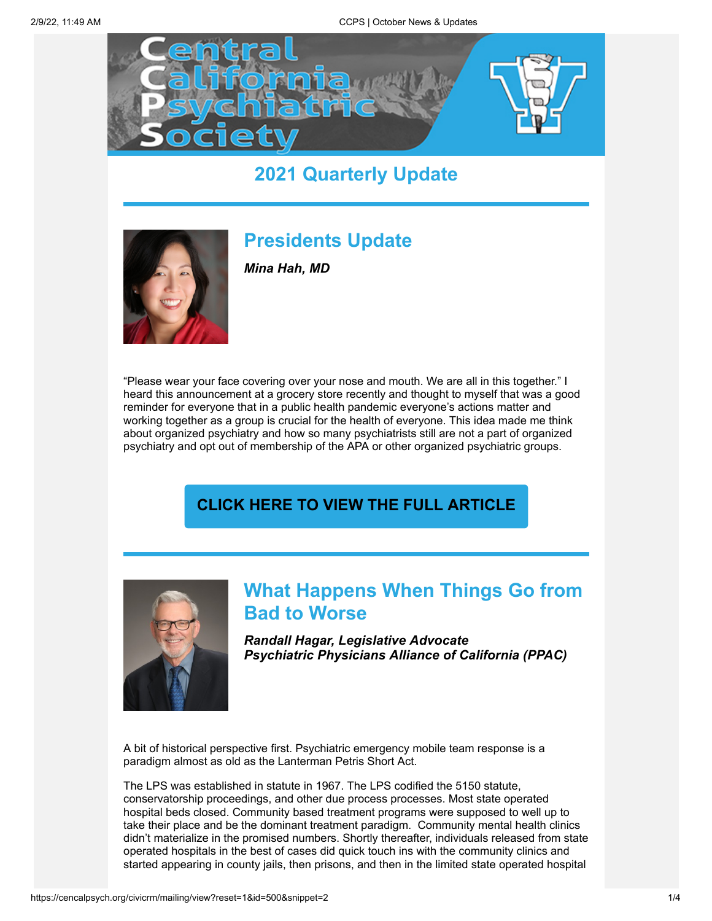# Central California Psychiatric Society

## 2021 Quarterly Update

## Presidents Update

***Mina Hah, MD***

"Please wear your face covering over your nose and mouth. We are all in this together." I heard this announcement at a grocery store recently and thought to myself that was a good reminder for everyone that in a public health pandemic everyone's actions matter and working together as a group is crucial for the health of everyone. This idea made me think about organized psychiatry and how so many psychiatrists still are not a part of organized psychiatry and opt out of membership of the APA or other organized psychiatric groups.

**CLICK HERE TO VIEW THE FULL ARTICLE**

## What Happens When Things Go from Bad to Worse

***Randall Hagar, Legislative Advocate***
***Psychiatric Physicians Alliance of California (PPAC)***

A bit of historical perspective first. Psychiatric emergency mobile team response is a paradigm almost as old as the Lanterman Petris Short Act.

The LPS was established in statute in 1967. The LPS codified the 5150 statute, conservatorship proceedings, and other due process processes. Most state operated hospital beds closed. Community based treatment programs were supposed to well up to take their place and be the dominant treatment paradigm. Community mental health clinics didn't materialize in the promised numbers. Shortly thereafter, individuals released from state operated hospitals in the best of cases did quick touch ins with the community clinics and started appearing in county jails, then prisons, and then in the limited state operated hospital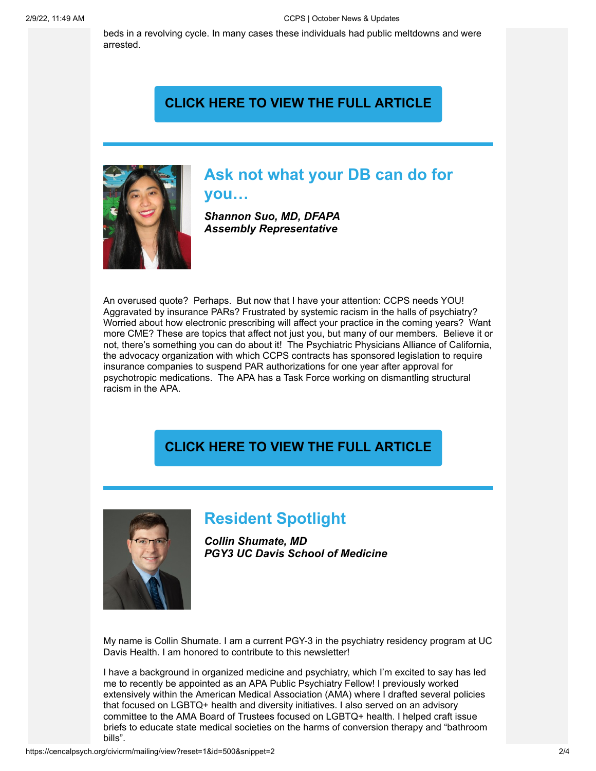beds in a revolving cycle. In many cases these individuals had public meltdowns and were arrested.

**CLICK HERE TO VIEW THE FULL ARTICLE**

## Ask not what your DB can do for you…

***Shannon Suo, MD, DFAPA***
***Assembly Representative***

An overused quote? Perhaps. But now that I have your attention: CCPS needs YOU! Aggravated by insurance PARs? Frustrated by systemic racism in the halls of psychiatry? Worried about how electronic prescribing will affect your practice in the coming years? Want more CME? These are topics that affect not just you, but many of our members. Believe it or not, there's something you can do about it! The Psychiatric Physicians Alliance of California, the advocacy organization with which CCPS contracts has sponsored legislation to require insurance companies to suspend PAR authorizations for one year after approval for psychotropic medications. The APA has a Task Force working on dismantling structural racism in the APA.

**CLICK HERE TO VIEW THE FULL ARTICLE**

## Resident Spotlight

***Collin Shumate, MD***
***PGY3 UC Davis School of Medicine***

My name is Collin Shumate. I am a current PGY-3 in the psychiatry residency program at UC Davis Health. I am honored to contribute to this newsletter!

I have a background in organized medicine and psychiatry, which I'm excited to say has led me to recently be appointed as an APA Public Psychiatry Fellow! I previously worked extensively within the American Medical Association (AMA) where I drafted several policies that focused on LGBTQ+ health and diversity initiatives. I also served on an advisory committee to the AMA Board of Trustees focused on LGBTQ+ health. I helped craft issue briefs to educate state medical societies on the harms of conversion therapy and "bathroom bills".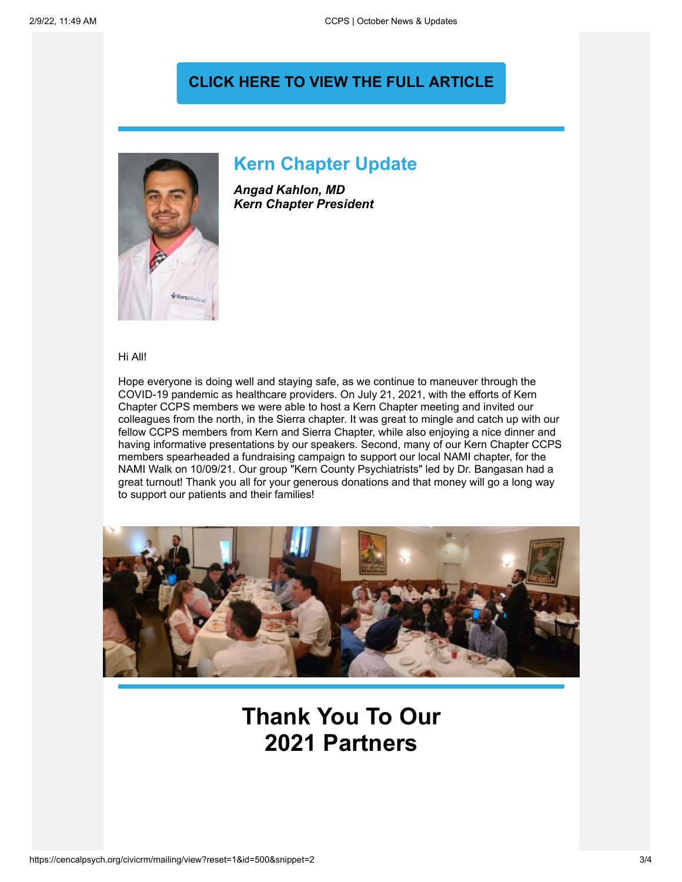**CLICK HERE TO VIEW THE FULL ARTICLE**

## Kern Chapter Update

***Angad Kahlon, MD***
***Kern Chapter President***

Hi All!

Hope everyone is doing well and staying safe, as we continue to maneuver through the COVID-19 pandemic as healthcare providers. On July 21, 2021, with the efforts of Kern Chapter CCPS members we were able to host a Kern Chapter meeting and invited our colleagues from the north, in the Sierra chapter. It was great to mingle and catch up with our fellow CCPS members from Kern and Sierra Chapter, while also enjoying a nice dinner and having informative presentations by our speakers. Second, many of our Kern Chapter CCPS members spearheaded a fundraising campaign to support our local NAMI chapter, for the NAMI Walk on 10/09/21. Our group "Kern County Psychiatrists" led by Dr. Bangasan had a great turnout! Thank you all for your generous donations and that money will go a long way to support our patients and their families!

# Thank You To Our 2021 Partners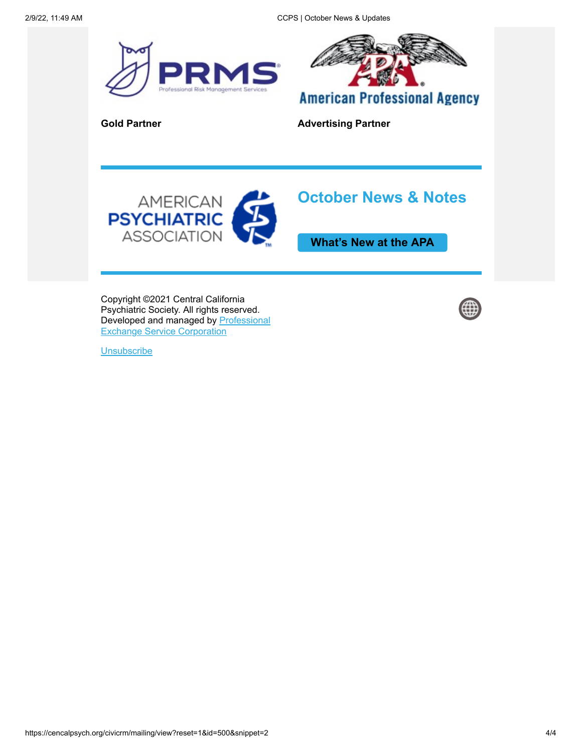**Gold Partner**

**Advertising Partner**

## October News & Notes

**What's New at the APA**

Copyright ©2021 Central California Psychiatric Society. All rights reserved.
Developed and managed by Professional Exchange Service Corporation

Unsubscribe